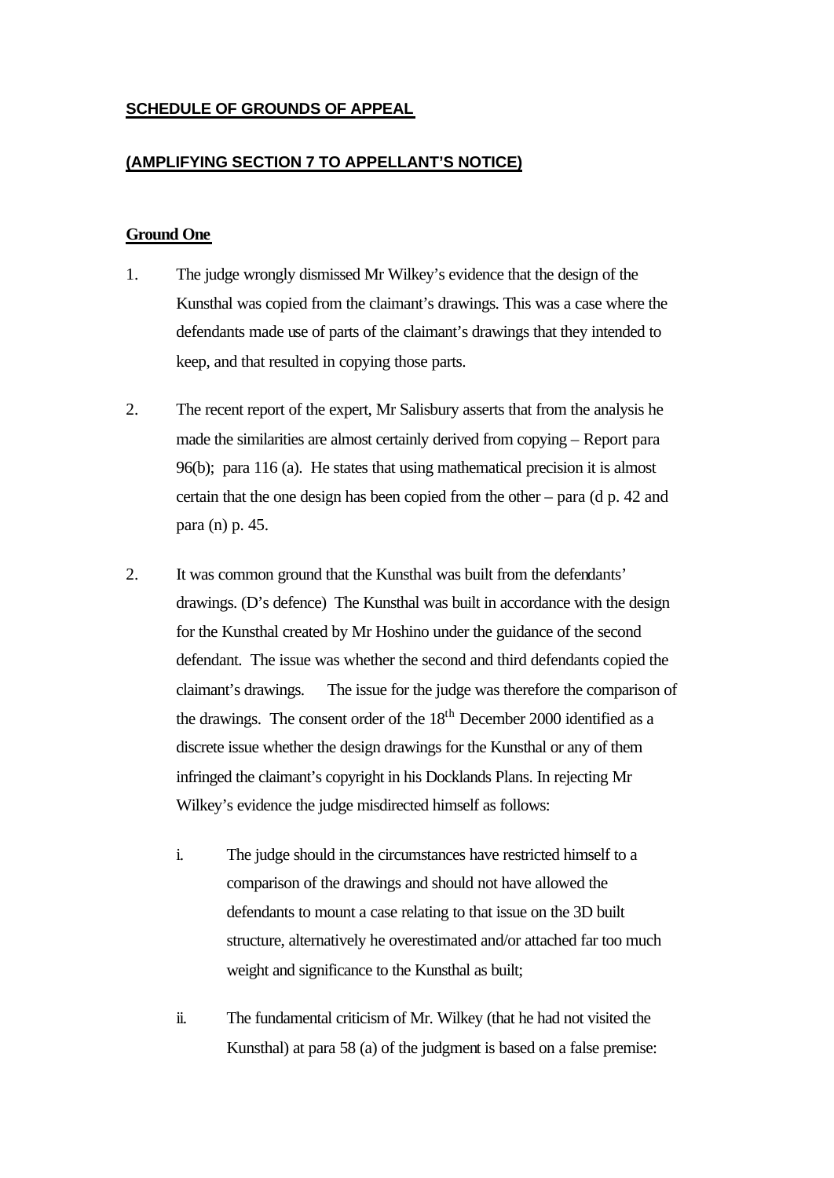**SCHEDULE OF GROUNDS OF APPEAL**

**(AMPLIFYING SECTION 7 TO APPELLANT'S NOTICE)**

**Ground One**

1. The judge wrongly dismissed Mr Wilkey's evidence that the design of the Kunsthal was copied from the claimant's drawings. This was a case where the defendants made use of parts of the claimant's drawings that they intended to keep, and that resulted in copying those parts.

2. The recent report of the expert, Mr Salisbury asserts that from the analysis he made the similarities are almost certainly derived from copying – Report para 96(b); para 116 (a). He states that using mathematical precision it is almost certain that the one design has been copied from the other – para (d p. 42 and para (n) p. 45.

2. It was common ground that the Kunsthal was built from the defendants' drawings. (D's defence) The Kunsthal was built in accordance with the design for the Kunsthal created by Mr Hoshino under the guidance of the second defendant. The issue was whether the second and third defendants copied the claimant's drawings. The issue for the judge was therefore the comparison of the drawings. The consent order of the 18th December 2000 identified as a discrete issue whether the design drawings for the Kunsthal or any of them infringed the claimant's copyright in his Docklands Plans. In rejecting Mr Wilkey's evidence the judge misdirected himself as follows:

    i. The judge should in the circumstances have restricted himself to a comparison of the drawings and should not have allowed the defendants to mount a case relating to that issue on the 3D built structure, alternatively he overestimated and/or attached far too much weight and significance to the Kunsthal as built;

    ii. The fundamental criticism of Mr. Wilkey (that he had not visited the Kunsthal) at para 58 (a) of the judgment is based on a false premise: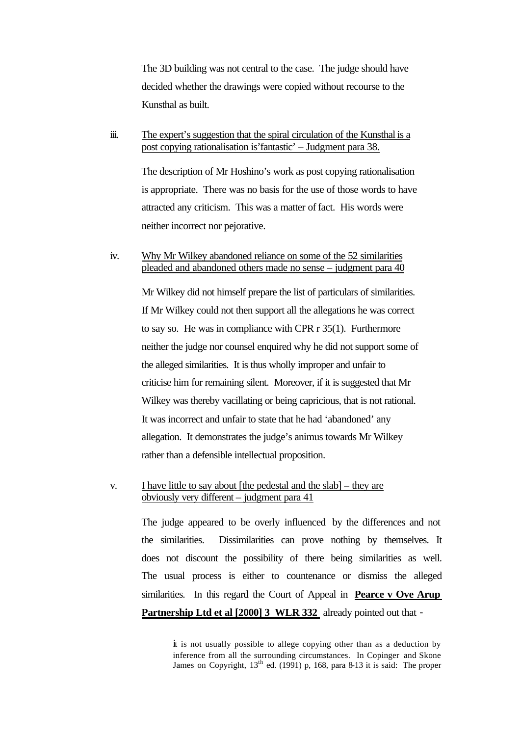The 3D building was not central to the case. The judge should have decided whether the drawings were copied without recourse to the Kunsthal as built.

iii. <u>The expert's suggestion that the spiral circulation of the Kunsthal is a post copying rationalisation is 'fantastic' – Judgment para 38.</u>

The description of Mr Hoshino's work as post copying rationalisation is appropriate. There was no basis for the use of those words to have attracted any criticism. This was a matter of fact. His words were neither incorrect nor pejorative.

iv. <u>Why Mr Wilkey abandoned reliance on some of the 52 similarities pleaded and abandoned others made no sense – judgment para 40</u>

Mr Wilkey did not himself prepare the list of particulars of similarities. If Mr Wilkey could not then support all the allegations he was correct to say so. He was in compliance with CPR r 35(1). Furthermore neither the judge nor counsel enquired why he did not support some of the alleged similarities. It is thus wholly improper and unfair to criticise him for remaining silent. Moreover, if it is suggested that Mr Wilkey was thereby vacillating or being capricious, that is not rational. It was incorrect and unfair to state that he had 'abandoned' any allegation. It demonstrates the judge's animus towards Mr Wilkey rather than a defensible intellectual proposition.

v. <u>I have little to say about [the pedestal and the slab] – they are obviously very different – judgment para 41</u>

The judge appeared to be overly influenced by the differences and not the similarities. Dissimilarities can prove nothing by themselves. It does not discount the possibility of there being similarities as well. The usual process is either to countenance or dismiss the alleged similarities. In this regard the Court of Appeal in **<u>Pearce v Ove Arup Partnership Ltd et al [2000] 3 WLR 332</u>** already pointed out that -

> it is not usually possible to allege copying other than as a deduction by inference from all the surrounding circumstances. In Copinger and Skone James on Copyright, 13th ed. (1991) p, 168, para 8-13 it is said: The proper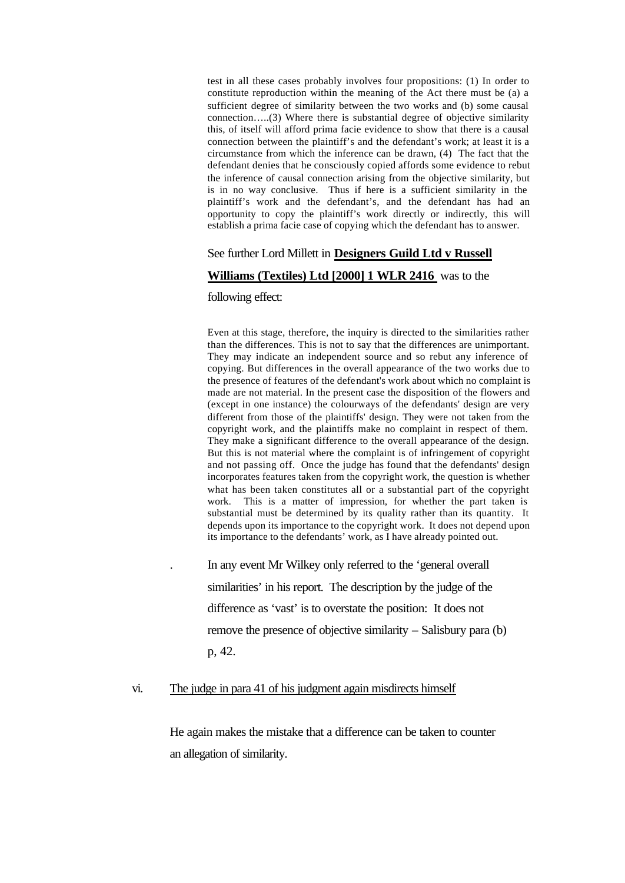> test in all these cases probably involves four propositions: (1) In order to constitute reproduction within the meaning of the Act there must be (a) a sufficient degree of similarity between the two works and (b) some causal connection…..(3) Where there is substantial degree of objective similarity this, of itself will afford prima facie evidence to show that there is a causal connection between the plaintiff's and the defendant's work; at least it is a circumstance from which the inference can be drawn, (4) The fact that the defendant denies that he consciously copied affords some evidence to rebut the inference of causal connection arising from the objective similarity, but is in no way conclusive. Thus if here is a sufficient similarity in the plaintiff's work and the defendant's, and the defendant has had an opportunity to copy the plaintiff's work directly or indirectly, this will establish a prima facie case of copying which the defendant has to answer.

See further Lord Millett in **Designers Guild Ltd v Russell Williams (Textiles) Ltd [2000] 1 WLR 2416** was to the following effect:

> Even at this stage, therefore, the inquiry is directed to the similarities rather than the differences. This is not to say that the differences are unimportant. They may indicate an independent source and so rebut any inference of copying. But differences in the overall appearance of the two works due to the presence of features of the defendant's work about which no complaint is made are not material. In the present case the disposition of the flowers and (except in one instance) the colourways of the defendants' design are very different from those of the plaintiffs' design. They were not taken from the copyright work, and the plaintiffs make no complaint in respect of them. They make a significant difference to the overall appearance of the design. But this is not material where the complaint is of infringement of copyright and not passing off. Once the judge has found that the defendants' design incorporates features taken from the copyright work, the question is whether what has been taken constitutes all or a substantial part of the copyright work. This is a matter of impression, for whether the part taken is substantial must be determined by its quality rather than its quantity. It depends upon its importance to the copyright work. It does not depend upon its importance to the defendants' work, as I have already pointed out.

. In any event Mr Wilkey only referred to the 'general overall similarities' in his report. The description by the judge of the difference as 'vast' is to overstate the position: It does not remove the presence of objective similarity – Salisbury para (b) p, 42.

vi. <u>The judge in para 41 of his judgment again misdirects himself</u>

He again makes the mistake that a difference can be taken to counter an allegation of similarity.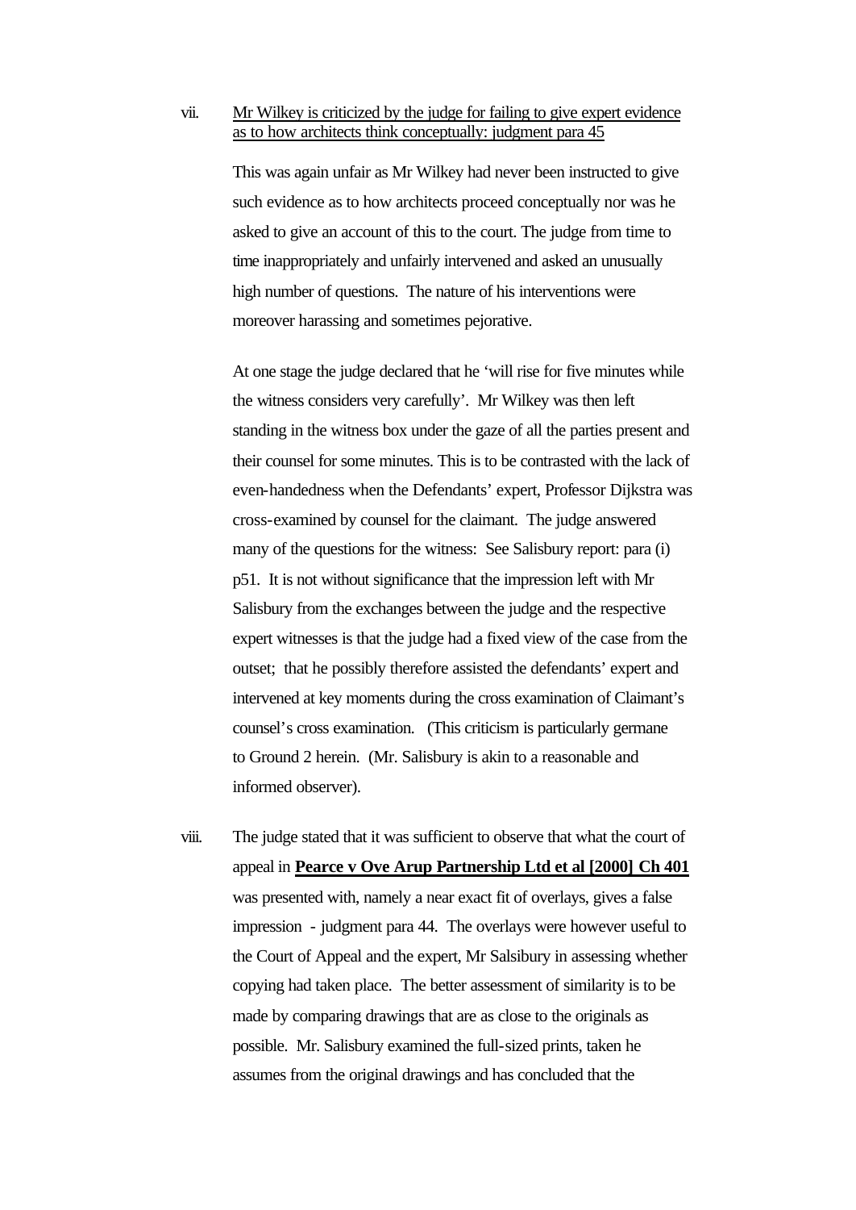vii. <u>Mr Wilkey is criticized by the judge for failing to give expert evidence as to how architects think conceptually: judgment para 45</u>

This was again unfair as Mr Wilkey had never been instructed to give such evidence as to how architects proceed conceptually nor was he asked to give an account of this to the court. The judge from time to time inappropriately and unfairly intervened and asked an unusually high number of questions. The nature of his interventions were moreover harassing and sometimes pejorative.

At one stage the judge declared that he 'will rise for five minutes while the witness considers very carefully'. Mr Wilkey was then left standing in the witness box under the gaze of all the parties present and their counsel for some minutes. This is to be contrasted with the lack of even-handedness when the Defendants' expert, Professor Dijkstra was cross-examined by counsel for the claimant. The judge answered many of the questions for the witness: See Salisbury report: para (i) p51. It is not without significance that the impression left with Mr Salisbury from the exchanges between the judge and the respective expert witnesses is that the judge had a fixed view of the case from the outset; that he possibly therefore assisted the defendants' expert and intervened at key moments during the cross examination of Claimant's counsel's cross examination. (This criticism is particularly germane to Ground 2 herein. (Mr. Salisbury is akin to a reasonable and informed observer).

viii. The judge stated that it was sufficient to observe that what the court of appeal in **<u>Pearce v Ove Arup Partnership Ltd et al [2000] Ch 401</u>** was presented with, namely a near exact fit of overlays, gives a false impression - judgment para 44. The overlays were however useful to the Court of Appeal and the expert, Mr Salsibury in assessing whether copying had taken place. The better assessment of similarity is to be made by comparing drawings that are as close to the originals as possible. Mr. Salisbury examined the full-sized prints, taken he assumes from the original drawings and has concluded that the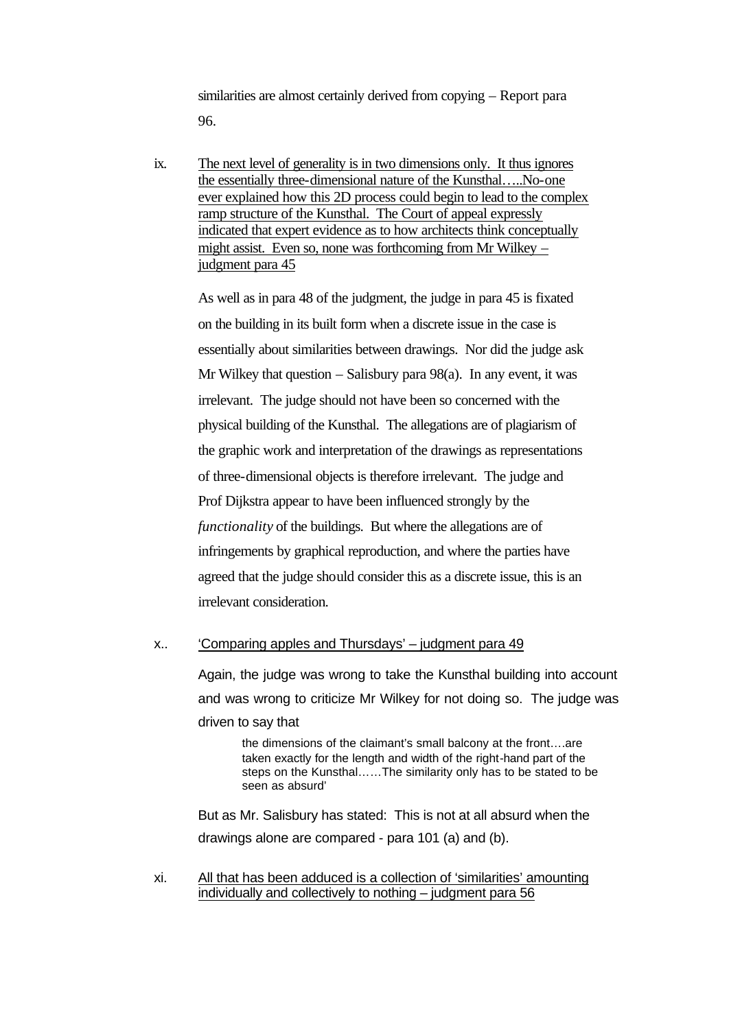similarities are almost certainly derived from copying – Report para 96.

ix. <u>The next level of generality is in two dimensions only. It thus ignores the essentially three-dimensional nature of the Kunsthal…..No-one ever explained how this 2D process could begin to lead to the complex ramp structure of the Kunsthal. The Court of appeal expressly indicated that expert evidence as to how architects think conceptually might assist. Even so, none was forthcoming from Mr Wilkey – judgment para 45</u>

As well as in para 48 of the judgment, the judge in para 45 is fixated on the building in its built form when a discrete issue in the case is essentially about similarities between drawings. Nor did the judge ask Mr Wilkey that question – Salisbury para 98(a). In any event, it was irrelevant. The judge should not have been so concerned with the physical building of the Kunsthal. The allegations are of plagiarism of the graphic work and interpretation of the drawings as representations of three-dimensional objects is therefore irrelevant. The judge and Prof Dijkstra appear to have been influenced strongly by the *functionality* of the buildings. But where the allegations are of infringements by graphical reproduction, and where the parties have agreed that the judge should consider this as a discrete issue, this is an irrelevant consideration.

x.. <u>'Comparing apples and Thursdays' – judgment para 49</u>

Again, the judge was wrong to take the Kunsthal building into account and was wrong to criticize Mr Wilkey for not doing so. The judge was driven to say that

> the dimensions of the claimant's small balcony at the front….are taken exactly for the length and width of the right-hand part of the steps on the Kunsthal……The similarity only has to be stated to be seen as absurd'

But as Mr. Salisbury has stated: This is not at all absurd when the drawings alone are compared - para 101 (a) and (b).

xi. <u>All that has been adduced is a collection of 'similarities' amounting individually and collectively to nothing – judgment para 56</u>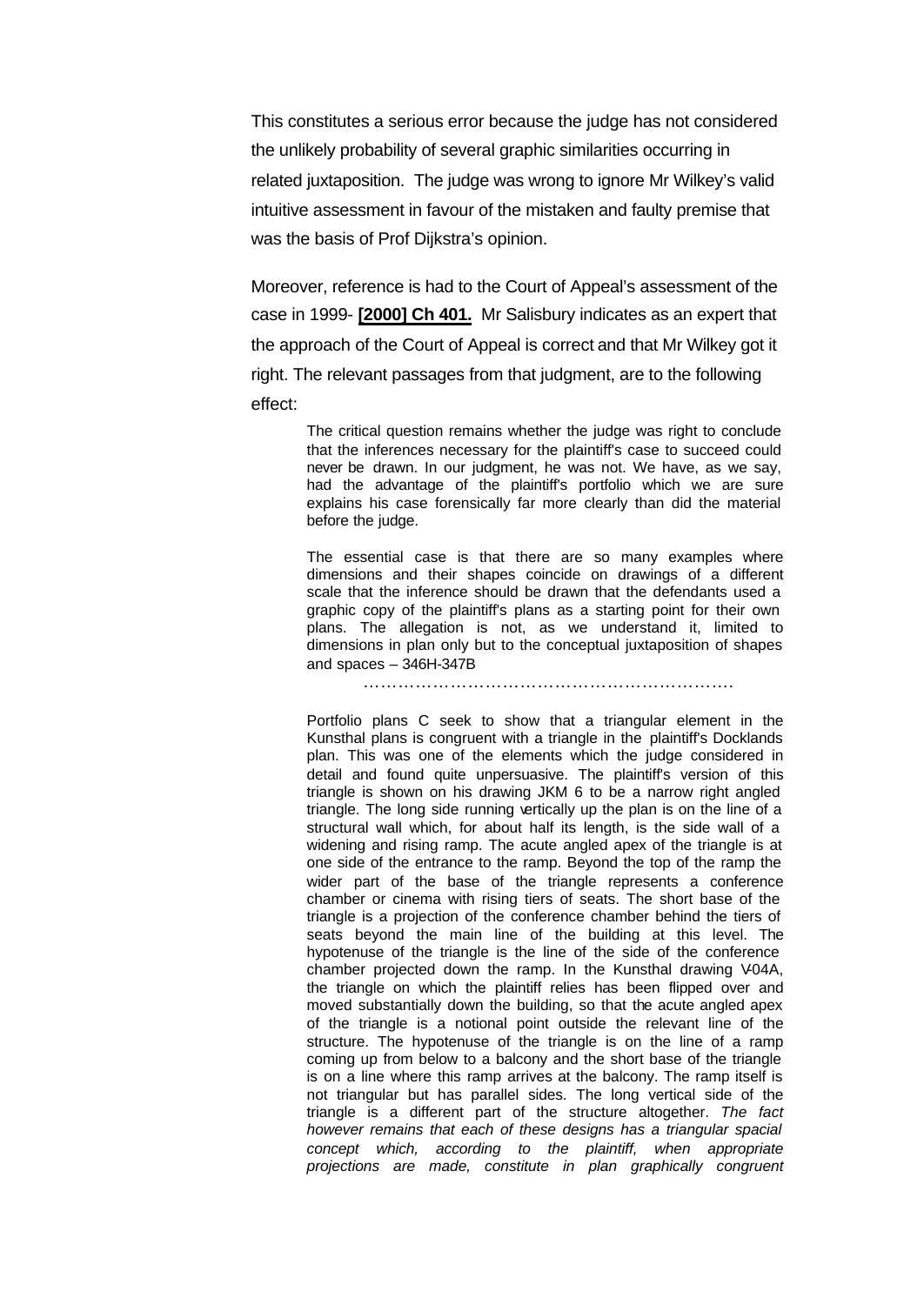This constitutes a serious error because the judge has not considered the unlikely probability of several graphic similarities occurring in related juxtaposition. The judge was wrong to ignore Mr Wilkey's valid intuitive assessment in favour of the mistaken and faulty premise that was the basis of Prof Dijkstra's opinion.

Moreover, reference is had to the Court of Appeal's assessment of the case in 1999- **[2000] Ch 401.** Mr Salisbury indicates as an expert that the approach of the Court of Appeal is correct and that Mr Wilkey got it right. The relevant passages from that judgment, are to the following effect:

> The critical question remains whether the judge was right to conclude that the inferences necessary for the plaintiff's case to succeed could never be drawn. In our judgment, he was not. We have, as we say, had the advantage of the plaintiff's portfolio which we are sure explains his case forensically far more clearly than did the material before the judge.
>
> The essential case is that there are so many examples where dimensions and their shapes coincide on drawings of a different scale that the inference should be drawn that the defendants used a graphic copy of the plaintiff's plans as a starting point for their own plans. The allegation is not, as we understand it, limited to dimensions in plan only but to the conceptual juxtaposition of shapes and spaces – 346H-347B
>
> ………………………………………………………….
>
> Portfolio plans C seek to show that a triangular element in the Kunsthal plans is congruent with a triangle in the plaintiff's Docklands plan. This was one of the elements which the judge considered in detail and found quite unpersuasive. The plaintiff's version of this triangle is shown on his drawing JKM 6 to be a narrow right angled triangle. The long side running vertically up the plan is on the line of a structural wall which, for about half its length, is the side wall of a widening and rising ramp. The acute angled apex of the triangle is at one side of the entrance to the ramp. Beyond the top of the ramp the wider part of the base of the triangle represents a conference chamber or cinema with rising tiers of seats. The short base of the triangle is a projection of the conference chamber behind the tiers of seats beyond the main line of the building at this level. The hypotenuse of the triangle is the line of the side of the conference chamber projected down the ramp. In the Kunsthal drawing V-04A, the triangle on which the plaintiff relies has been flipped over and moved substantially down the building, so that the acute angled apex of the triangle is a notional point outside the relevant line of the structure. The hypotenuse of the triangle is on the line of a ramp coming up from below to a balcony and the short base of the triangle is on a line where this ramp arrives at the balcony. The ramp itself is not triangular but has parallel sides. The long vertical side of the triangle is a different part of the structure altogether. *The fact however remains that each of these designs has a triangular spacial concept which, according to the plaintiff, when appropriate projections are made, constitute in plan graphically congruent*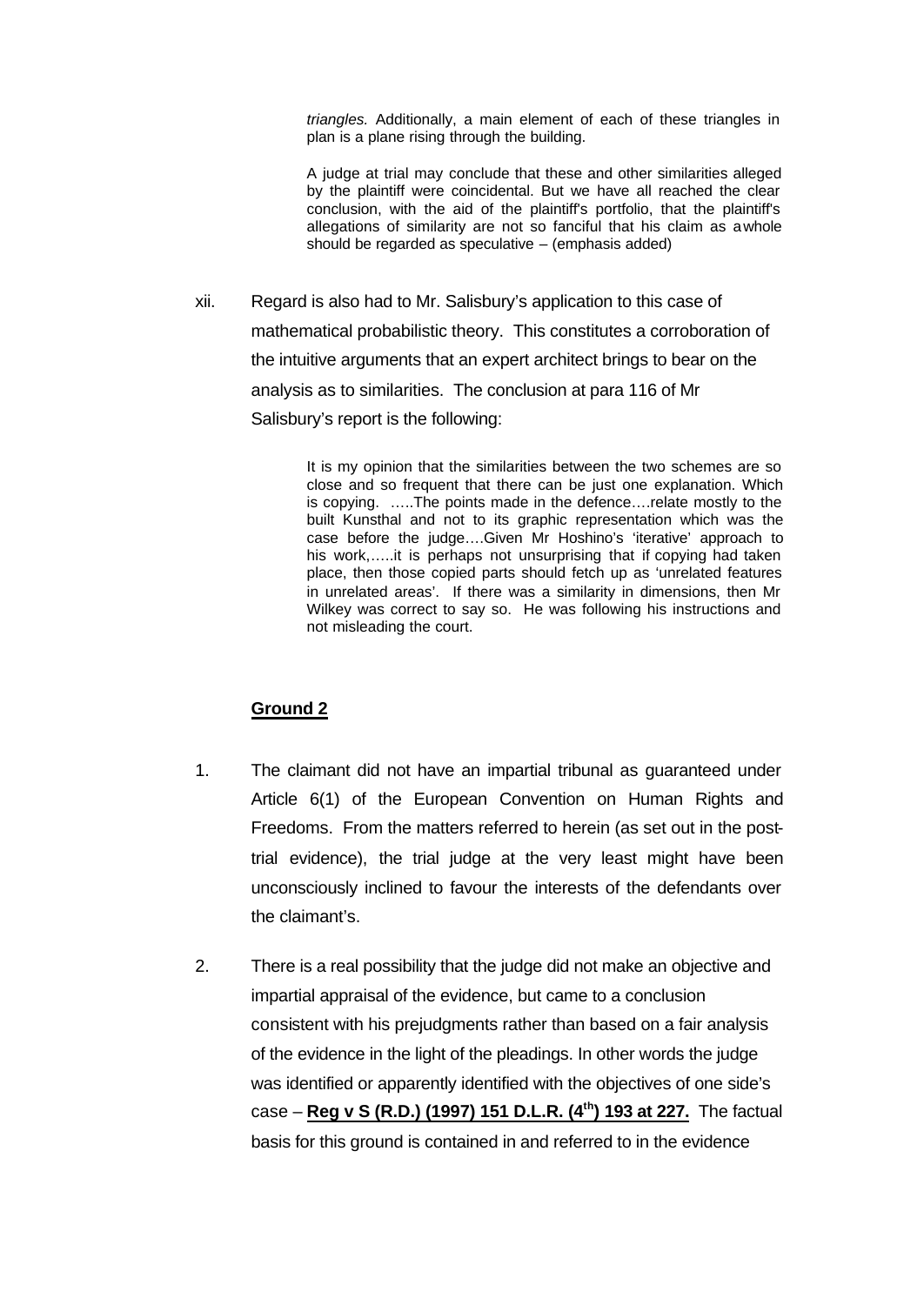> *triangles.* Additionally, a main element of each of these triangles in plan is a plane rising through the building.
>
> A judge at trial may conclude that these and other similarities alleged by the plaintiff were coincidental. But we have all reached the clear conclusion, with the aid of the plaintiff's portfolio, that the plaintiff's allegations of similarity are not so fanciful that his claim as a whole should be regarded as speculative – (emphasis added)

xii. Regard is also had to Mr. Salisbury's application to this case of mathematical probabilistic theory. This constitutes a corroboration of the intuitive arguments that an expert architect brings to bear on the analysis as to similarities. The conclusion at para 116 of Mr Salisbury's report is the following:

> It is my opinion that the similarities between the two schemes are so close and so frequent that there can be just one explanation. Which is copying. …..The points made in the defence….relate mostly to the built Kunsthal and not to its graphic representation which was the case before the judge….Given Mr Hoshino's 'iterative' approach to his work,…..it is perhaps not unsurprising that if copying had taken place, then those copied parts should fetch up as 'unrelated features in unrelated areas'. If there was a similarity in dimensions, then Mr Wilkey was correct to say so. He was following his instructions and not misleading the court.

**Ground 2**

1. The claimant did not have an impartial tribunal as guaranteed under Article 6(1) of the European Convention on Human Rights and Freedoms. From the matters referred to herein (as set out in the post-trial evidence), the trial judge at the very least might have been unconsciously inclined to favour the interests of the defendants over the claimant's.

2. There is a real possibility that the judge did not make an objective and impartial appraisal of the evidence, but came to a conclusion consistent with his prejudgments rather than based on a fair analysis of the evidence in the light of the pleadings. In other words the judge was identified or apparently identified with the objectives of one side's case – **Reg v S (R.D.) (1997) 151 D.L.R. (4th) 193 at 227.** The factual basis for this ground is contained in and referred to in the evidence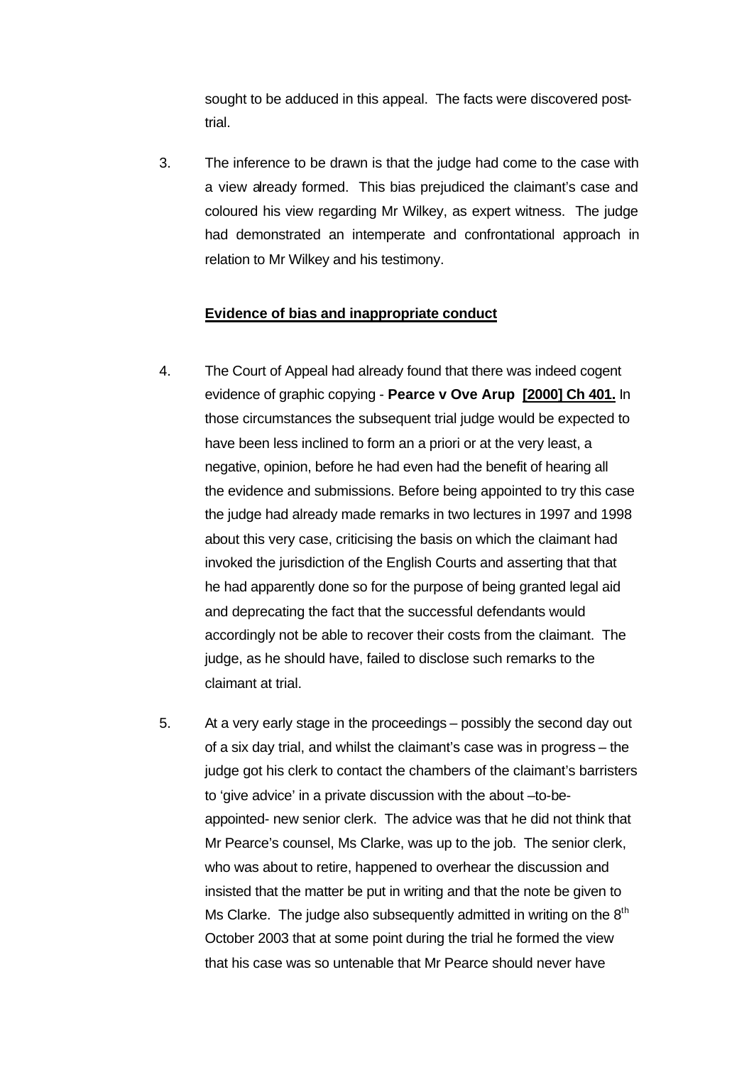sought to be adduced in this appeal. The facts were discovered post-trial.

3. The inference to be drawn is that the judge had come to the case with a view already formed. This bias prejudiced the claimant's case and coloured his view regarding Mr Wilkey, as expert witness. The judge had demonstrated an intemperate and confrontational approach in relation to Mr Wilkey and his testimony.

**Evidence of bias and inappropriate conduct**

4. The Court of Appeal had already found that there was indeed cogent evidence of graphic copying - **Pearce v Ove Arup [2000] Ch 401.** In those circumstances the subsequent trial judge would be expected to have been less inclined to form an a priori or at the very least, a negative, opinion, before he had even had the benefit of hearing all the evidence and submissions. Before being appointed to try this case the judge had already made remarks in two lectures in 1997 and 1998 about this very case, criticising the basis on which the claimant had invoked the jurisdiction of the English Courts and asserting that that he had apparently done so for the purpose of being granted legal aid and deprecating the fact that the successful defendants would accordingly not be able to recover their costs from the claimant. The judge, as he should have, failed to disclose such remarks to the claimant at trial.

5. At a very early stage in the proceedings – possibly the second day out of a six day trial, and whilst the claimant's case was in progress – the judge got his clerk to contact the chambers of the claimant's barristers to 'give advice' in a private discussion with the about –to-be-appointed- new senior clerk. The advice was that he did not think that Mr Pearce's counsel, Ms Clarke, was up to the job. The senior clerk, who was about to retire, happened to overhear the discussion and insisted that the matter be put in writing and that the note be given to Ms Clarke. The judge also subsequently admitted in writing on the 8th October 2003 that at some point during the trial he formed the view that his case was so untenable that Mr Pearce should never have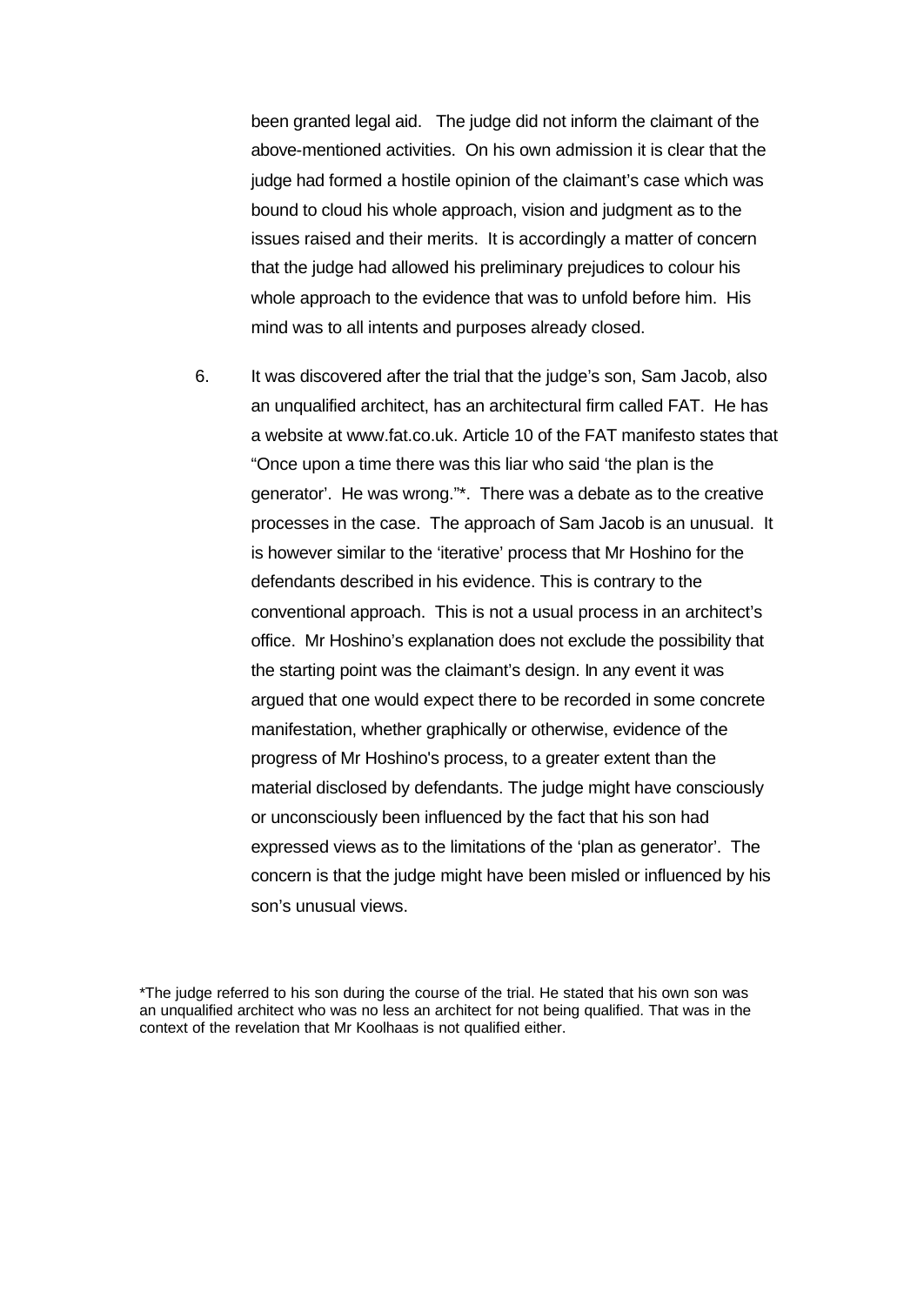been granted legal aid. The judge did not inform the claimant of the above-mentioned activities. On his own admission it is clear that the judge had formed a hostile opinion of the claimant's case which was bound to cloud his whole approach, vision and judgment as to the issues raised and their merits. It is accordingly a matter of concern that the judge had allowed his preliminary prejudices to colour his whole approach to the evidence that was to unfold before him. His mind was to all intents and purposes already closed.

6. It was discovered after the trial that the judge's son, Sam Jacob, also an unqualified architect, has an architectural firm called FAT. He has a website at www.fat.co.uk. Article 10 of the FAT manifesto states that "Once upon a time there was this liar who said 'the plan is the generator'. He was wrong."*. There was a debate as to the creative processes in the case. The approach of Sam Jacob is an unusual. It is however similar to the 'iterative' process that Mr Hoshino for the defendants described in his evidence. This is contrary to the conventional approach. This is not a usual process in an architect's office. Mr Hoshino's explanation does not exclude the possibility that the starting point was the claimant's design. In any event it was argued that one would expect there to be recorded in some concrete manifestation, whether graphically or otherwise, evidence of the progress of Mr Hoshino's process, to a greater extent than the material disclosed by defendants. The judge might have consciously or unconsciously been influenced by the fact that his son had expressed views as to the limitations of the 'plan as generator'. The concern is that the judge might have been misled or influenced by his son's unusual views.

*The judge referred to his son during the course of the trial. He stated that his own son was an unqualified architect who was no less an architect for not being qualified. That was in the context of the revelation that Mr Koolhaas is not qualified either.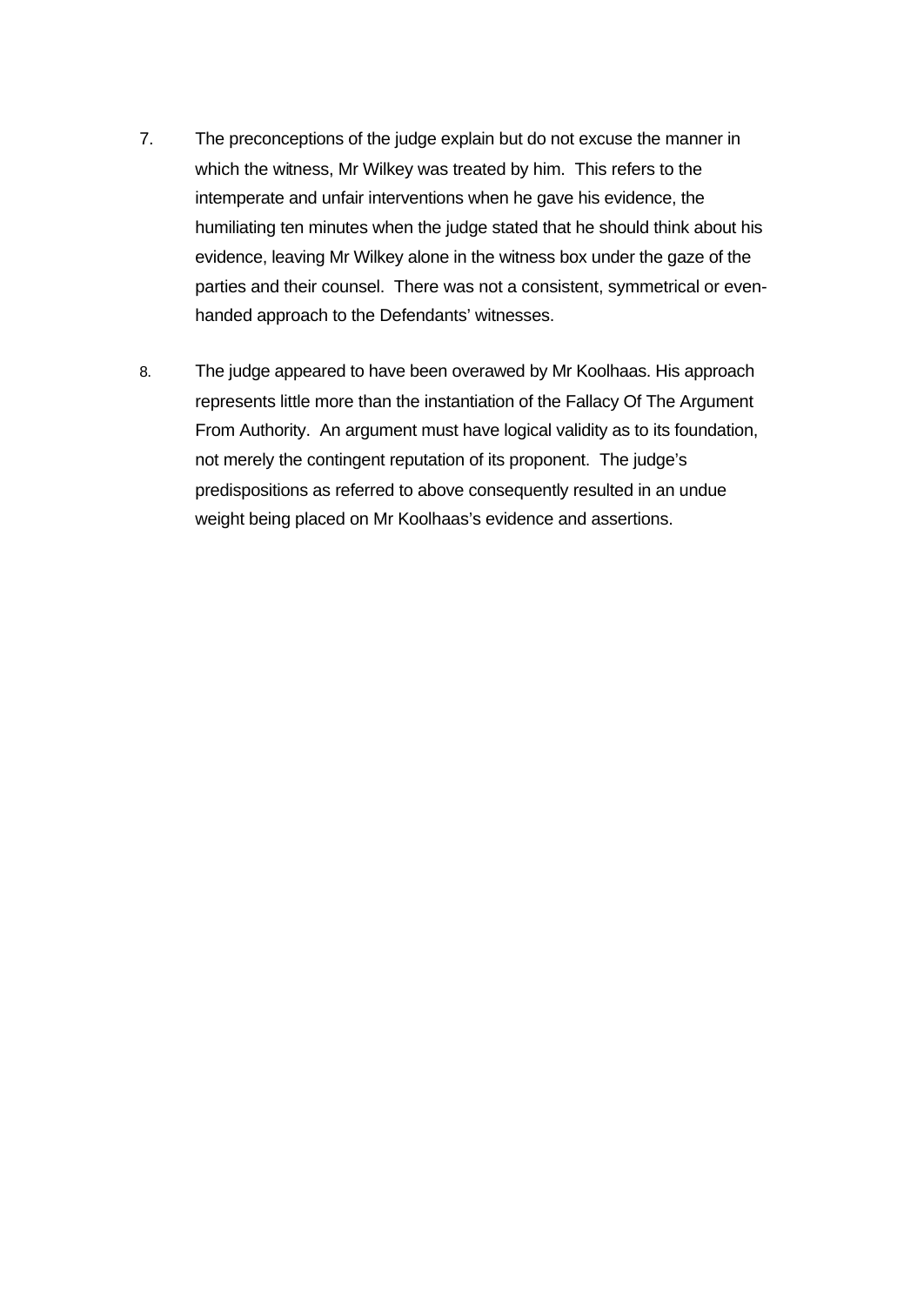7. The preconceptions of the judge explain but do not excuse the manner in which the witness, Mr Wilkey was treated by him. This refers to the intemperate and unfair interventions when he gave his evidence, the humiliating ten minutes when the judge stated that he should think about his evidence, leaving Mr Wilkey alone in the witness box under the gaze of the parties and their counsel. There was not a consistent, symmetrical or even-handed approach to the Defendants' witnesses.

8. The judge appeared to have been overawed by Mr Koolhaas. His approach represents little more than the instantiation of the Fallacy Of The Argument From Authority. An argument must have logical validity as to its foundation, not merely the contingent reputation of its proponent. The judge's predispositions as referred to above consequently resulted in an undue weight being placed on Mr Koolhaas's evidence and assertions.